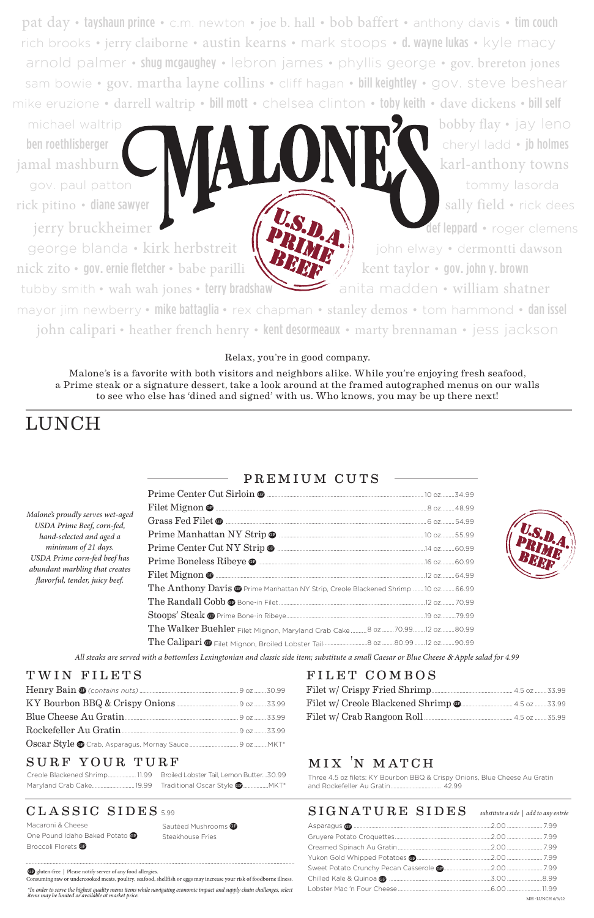pat day • tayshaun prince • c.m. newton • joe b. hall • bob baffert • anthony davis • tim couch
rich brooks • jerry claiborne • austin kearns • mark stoops • d. wayne lukas • kyle macy
arnold palmer • shug mcgaughey • lebron james • phyllis george • gov. brereton jones
sam bowie • gov. martha layne collins • cliff hagan • bill keightley • gov. steve beshear
mike eruzione • darrell waltrip • bill mott • chelsea clinton • toby keith • dave dickens • bill self
michael waltrip • bobby flay • jay leno
ben roethlisberger • cheryl ladd • jb holmes
jamal mashburn • karl-anthony towns
gov. paul patton • tommy lasorda
rick pitino • diane sawyer • sally field • rick dees
jerry bruckheimer • def leppard • roger clemens
george blanda • kirk herbstreit • john elway • dermontti dawson
nick zito • gov. ernie fletcher • babe parilli • kent taylor • gov. john y. brown
tubby smith • wah wah jones • terry bradshaw • anita madden • william shatner
mayor jim newberry • mike battaglia • rex chapman • stanley demos • tom hammond • dan issel
john calipari • heather french henry • kent desormeaux • marty brennaman • jess jackson

# MALONE'S

U.S.D.A. PRIME BEEF

Relax, you're in good company.

Malone's is a favorite with both visitors and neighbors alike. While you're enjoying fresh seafood, a Prime steak or a signature dessert, take a look around at the framed autographed menus on our walls to see who else has 'dined and signed' with us. Who knows, you may be up there next!

# LUNCH

## PREMIUM CUTS

*Malone's proudly serves wet-aged USDA Prime Beef, corn-fed, hand-selected and aged a minimum of 21 days. USDA Prime corn-fed beef has abundant marbling that creates flavorful, tender, juicy beef.*

| Item | Size | Price |
|---|---|---|
| Prime Center Cut Sirloin GF | 10 oz | 34.99 |
| Filet Mignon GF | 8 oz | 48.99 |
| Grass Fed Filet GF | 6 oz | 54.99 |
| Prime Manhattan NY Strip GF | 10 oz | 55.99 |
| Prime Center Cut NY Strip GF | 14 oz | 60.99 |
| Prime Boneless Ribeye GF | 16 oz | 60.99 |
| Filet Mignon GF | 12 oz | 64.99 |
| The Anthony Davis GF Prime Manhattan NY Strip, Creole Blackened Shrimp | 10 oz | 66.99 |
| The Randall Cobb GF Bone-in Filet | 12 oz | 70.99 |
| Stoops' Steak GF Prime Bone-in Ribeye | 19 oz | 79.99 |
| The Walker Buehler Filet Mignon, Maryland Crab Cake | 8 oz 70.99 / 12 oz | 80.99 |
| The Calipari GF Filet Mignon, Broiled Lobster Tail | 8 oz 80.99 / 12 oz | 90.99 |

U.S.D.A. PRIME BEEF

*All steaks are served with a bottomless Lexingtonian and classic side item; substitute a small Caesar or Blue Cheese & Apple salad for 4.99*

## TWIN FILETS

| Item | Size | Price |
|---|---|---|
| Henry Bain GF *(contains nuts)* | 9 oz | 30.99 |
| KY Bourbon BBQ & Crispy Onions | 9 oz | 33.99 |
| Blue Cheese Au Gratin | 9 oz | 33.99 |
| Rockefeller Au Gratin | 9 oz | 33.99 |
| Oscar Style GF Crab, Asparagus, Mornay Sauce | 9 oz | MKT* |

## SURF YOUR TURF

| Item | Price |
|---|---|
| Creole Blackened Shrimp | 11.99 |
| Maryland Crab Cake | 19.99 |
| Broiled Lobster Tail, Lemon Butter | 30.99 |
| Traditional Oscar Style GF | MKT* |

## FILET COMBOS

| Item | Size | Price |
|---|---|---|
| Filet w/ Crispy Fried Shrimp | 4.5 oz | 33.99 |
| Filet w/ Creole Blackened Shrimp GF | 4.5 oz | 33.99 |
| Filet w/ Crab Rangoon Roll | 4.5 oz | 35.99 |

## MIX 'N MATCH

Three 4.5 oz filets: KY Bourbon BBQ & Crispy Onions, Blue Cheese Au Gratin and Rockefeller Au Gratin 42.99

## CLASSIC SIDES 5.99

- Macaroni & Cheese
- One Pound Idaho Baked Potato GF
- Broccoli Florets GF
- Sautéed Mushrooms GF
- Steakhouse Fries

## SIGNATURE SIDES

| Item | *substitute a side* | *add to any entrée* |
|---|---|---|
| Asparagus GF | 2.00 | 7.99 |
| Gruyere Potato Croquettes | 2.00 | 7.99 |
| Creamed Spinach Au Gratin | 2.00 | 7.99 |
| Yukon Gold Whipped Potatoes GF | 2.00 | 7.99 |
| Sweet Potato Crunchy Pecan Casserole GF | 2.00 | 7.99 |
| Chilled Kale & Quinoa GF | 3.00 | 8.99 |
| Lobster Mac 'n Four Cheese | 6.00 | 11.99 |

GF gluten-free | Please notify server of any food allergies.
Consuming raw or undercooked meats, poultry, seafood, shellfish or eggs may increase your risk of foodborne illness.

*\*In order to serve the highest quality menu items while navigating economic impact and supply chain challenges, select items may be limited or available at market price.*

MH -LUNCH 6/3/22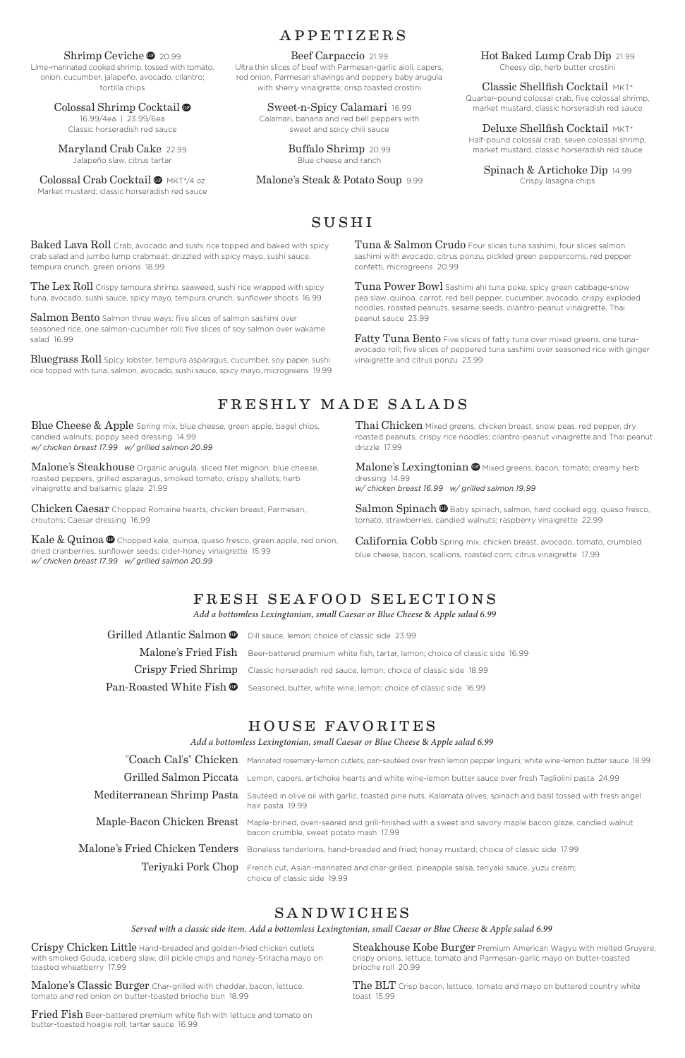# APPETIZERS

**Shrimp Ceviche** GF 20.99
Lime-marinated cooked shrimp, tossed with tomato, onion, cucumber, jalapeño, avocado, cilantro; tortilla chips

**Colossal Shrimp Cocktail** GF
16.99/4ea | 23.99/6ea
Classic horseradish red sauce

**Maryland Crab Cake** 22.99
Jalapeño slaw, citrus tartar

**Colossal Crab Cocktail** GF MKT*/4 oz
Market mustard; classic horseradish red sauce

**Beef Carpaccio** 21.99
Ultra thin slices of beef with Parmesan-garlic aioli, capers, red onion, Parmesan shavings and peppery baby arugula with sherry vinaigrette; crisp toasted crostini

**Sweet-n-Spicy Calamari** 16.99
Calamari, banana and red bell peppers with sweet and spicy chili sauce

**Buffalo Shrimp** 20.99
Blue cheese and ranch

**Malone's Steak & Potato Soup** 9.99

**Hot Baked Lump Crab Dip** 21.99
Cheesy dip, herb butter crostini

**Classic Shellfish Cocktail** MKT*
Quarter-pound colossal crab, five colossal shrimp, market mustard, classic horseradish red sauce

**Deluxe Shellfish Cocktail** MKT*
Half-pound colossal crab, seven colossal shrimp, market mustard, classic horseradish red sauce

**Spinach & Artichoke Dip** 14.99
Crispy lasagna chips

# SUSHI

**Baked Lava Roll** Crab, avocado and sushi rice topped and baked with spicy crab salad and jumbo lump crabmeat; drizzled with spicy mayo, sushi sauce, tempura crunch, green onions 18.99

**The Lex Roll** Crispy tempura shrimp, seaweed, sushi rice wrapped with spicy tuna, avocado, sushi sauce, spicy mayo, tempura crunch, sunflower shoots 16.99

**Salmon Bento** Salmon three ways: five slices of salmon sashimi over seasoned rice, one salmon-cucumber roll; five slices of soy salmon over wakame salad 16.99

**Bluegrass Roll** Spicy lobster, tempura asparagus, cucumber, soy paper, sushi rice topped with tuna, salmon, avocado, sushi sauce, spicy mayo, microgreens 19.99

**Tuna & Salmon Crudo** Four slices tuna sashimi, four slices salmon sashimi with avocado; citrus ponzu, pickled green peppercorns, red pepper confetti, microgreens 20.99

**Tuna Power Bowl** Sashimi ahi tuna poke, spicy green cabbage-snow pea slaw, quinoa, carrot, red bell pepper, cucumber, avocado, crispy exploded noodles, roasted peanuts, sesame seeds, cilantro-peanut vinaigrette, Thai peanut sauce 23.99

**Fatty Tuna Bento** Five slices of fatty tuna over mixed greens, one tuna-avocado roll; five slices of peppered tuna sashimi over seasoned rice with ginger vinaigrette and citrus ponzu 23.99

# FRESHLY MADE SALADS

**Blue Cheese & Apple** Spring mix, blue cheese, green apple, bagel chips, candied walnuts; poppy seed dressing 14.99
*w/ chicken breast 17.99 w/ grilled salmon 20.99*

**Malone's Steakhouse** Organic arugula, sliced filet mignon, blue cheese, roasted peppers, grilled asparagus, smoked tomato, crispy shallots; herb vinaigrette and balsamic glaze 21.99

**Chicken Caesar** Chopped Romaine hearts, chicken breast, Parmesan, croutons; Caesar dressing 16.99

**Kale & Quinoa** GF Chopped kale, quinoa, queso fresco, green apple, red onion, dried cranberries, sunflower seeds; cider-honey vinaigrette 15.99
*w/ chicken breast 17.99 w/ grilled salmon 20.99*

**Thai Chicken** Mixed greens, chicken breast, snow peas, red pepper, dry roasted peanuts, crispy rice noodles; cilantro-peanut vinaigrette and Thai peanut drizzle 17.99

**Malone's Lexingtonian** GF Mixed greens, bacon, tomato; creamy herb dressing 14.99
*w/ chicken breast 16.99 w/ grilled salmon 19.99*

**Salmon Spinach** GF Baby spinach, salmon, hard cooked egg, queso fresco, tomato, strawberries, candied walnuts; raspberry vinaigrette 22.99

**California Cobb** Spring mix, chicken breast, avocado, tomato, crumbled blue cheese, bacon, scallions, roasted corn; citrus vinaigrette 17.99

# FRESH SEAFOOD SELECTIONS

*Add a bottomless Lexingtonian, small Caesar or Blue Cheese & Apple salad 6.99*

**Grilled Atlantic Salmon** GF Dill sauce, lemon; choice of classic side 23.99

**Malone's Fried Fish** Beer-battered premium white fish, tartar, lemon; choice of classic side 16.99

**Crispy Fried Shrimp** Classic horseradish red sauce, lemon; choice of classic side 18.99

**Pan-Roasted White Fish** GF Seasoned, butter, white wine, lemon; choice of classic side 16.99

# HOUSE FAVORITES

*Add a bottomless Lexingtonian, small Caesar or Blue Cheese & Apple salad 6.99*

**"Coach Cal's" Chicken** Marinated rosemary-lemon cutlets, pan-sautéed over fresh lemon pepper linguini; white wine-lemon butter sauce 18.99

**Grilled Salmon Piccata** Lemon, capers, artichoke hearts and white wine-lemon butter sauce over fresh Tagliolini pasta 24.99

**Mediterranean Shrimp Pasta** Sautéed in olive oil with garlic, toasted pine nuts, Kalamata olives, spinach and basil tossed with fresh angel hair pasta 19.99

**Maple-Bacon Chicken Breast** Maple-brined, oven-seared and grill-finished with a sweet and savory maple bacon glaze, candied walnut bacon crumble, sweet potato mash 17.99

**Malone's Fried Chicken Tenders** Boneless tenderloins, hand-breaded and fried; honey mustard; choice of classic side 17.99

**Teriyaki Pork Chop** French cut, Asian-marinated and char-grilled, pineapple salsa, teriyaki sauce, yuzu cream; choice of classic side 19.99

# SANDWICHES

*Served with a classic side item. Add a bottomless Lexingtonian, small Caesar or Blue Cheese & Apple salad 6.99*

**Crispy Chicken Little** Hand-breaded and golden-fried chicken cutlets with smoked Gouda, iceberg slaw, dill pickle chips and honey-Sriracha mayo on toasted wheatberry 17.99

**Malone's Classic Burger** Char-grilled with cheddar, bacon, lettuce, tomato and red onion on butter-toasted brioche bun 18.99

**Fried Fish** Beer-battered premium white fish with lettuce and tomato on butter-toasted hoagie roll; tartar sauce 16.99

**Steakhouse Kobe Burger** Premium American Wagyu with melted Gruyere, crispy onions, lettuce, tomato and Parmesan-garlic mayo on butter-toasted brioche roll 20.99

**The BLT** Crisp bacon, lettuce, tomato and mayo on buttered country white toast 15.99